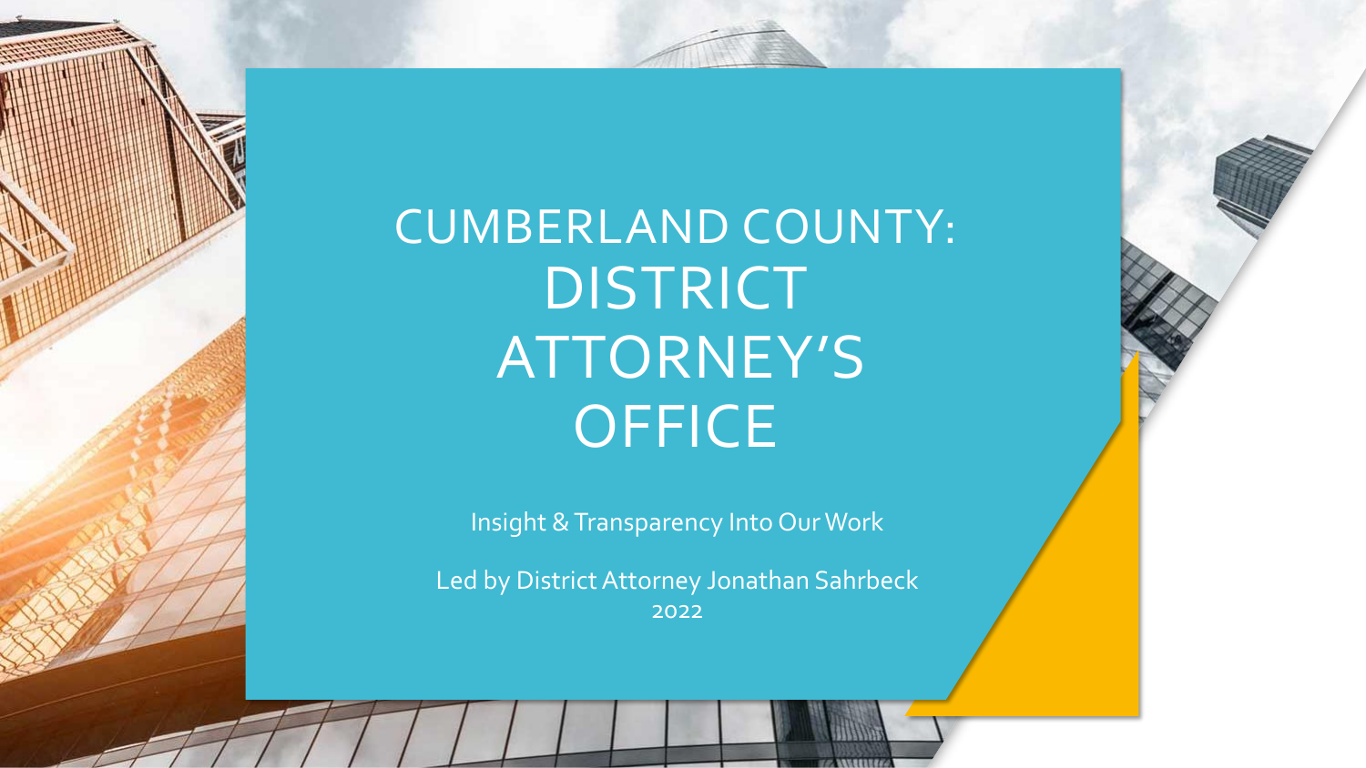# CUMBERLAND COUNTY: DISTRICT ATTORNEY'S OFFICE

Insight & Transparency Into Our Work

Led by District Attorney Jonathan Sahrbeck

2022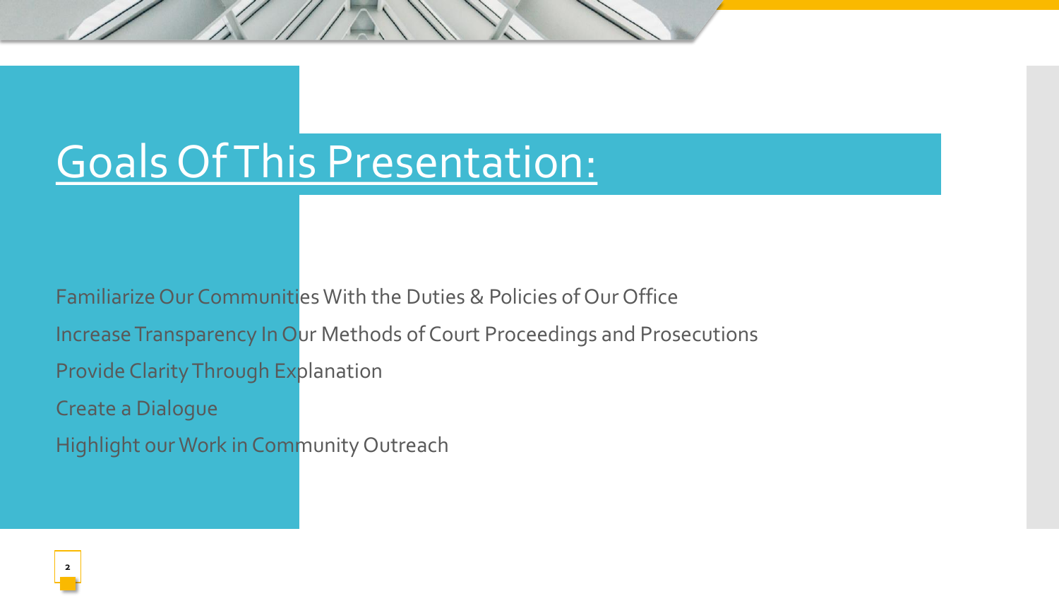# Goals Of This Presentation:

Familiarize Our Communities With the Duties & Policies of Our Office

Increase Transparency In Our Methods of Court Proceedings and Prosecutions

Provide Clarity Through Explanation

Create a Dialogue

Highlight our Work in Community Outreach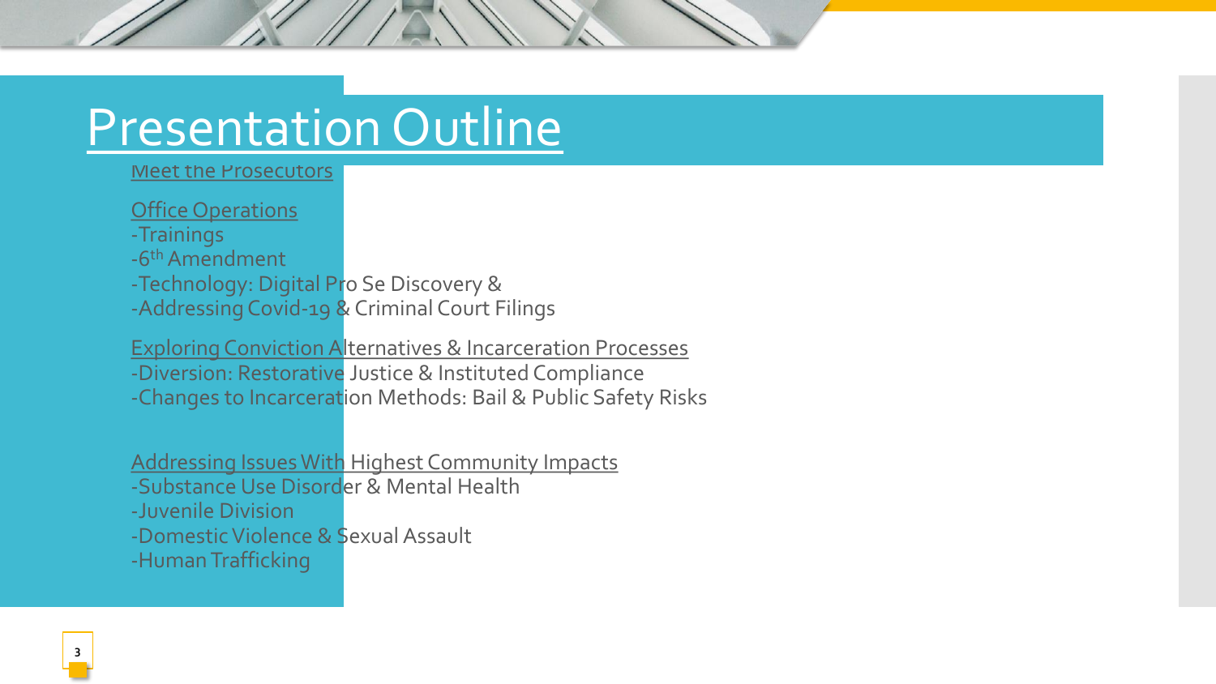# Presentation Outline

Meet the Prosecutors

Office Operations
- Trainings
- 6th Amendment
- Technology: Digital Pro Se Discovery &
- Addressing Covid-19 & Criminal Court Filings

Exploring Conviction Alternatives & Incarceration Processes
- Diversion: Restorative Justice & Instituted Compliance
- Changes to Incarceration Methods: Bail & Public Safety Risks

Addressing Issues With Highest Community Impacts
- Substance Use Disorder & Mental Health
- Juvenile Division
- Domestic Violence & Sexual Assault
- Human Trafficking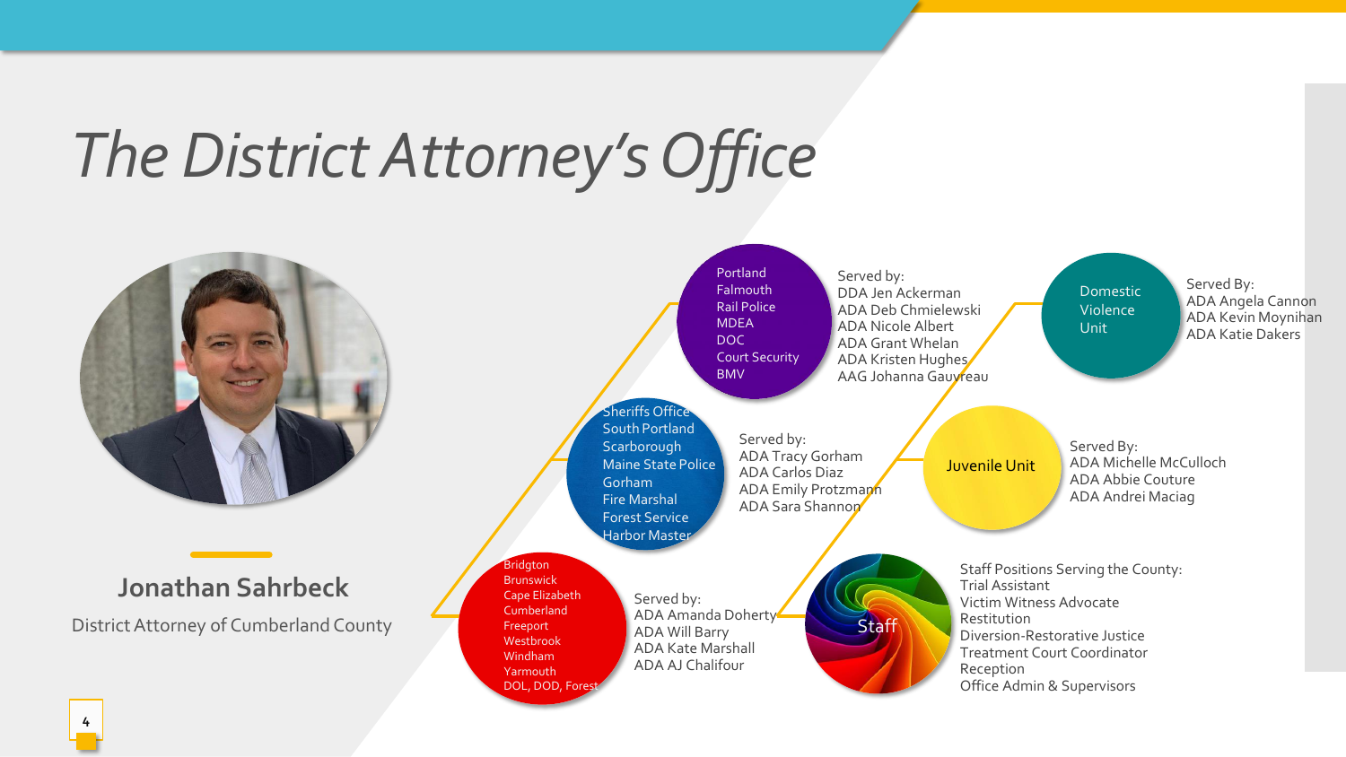# *The District Attorney's Office*

## Jonathan Sahrbeck

District Attorney of Cumberland County

**Portland, Falmouth, Rail Police, MDEA, DOC, Court Security, BMV**

Served by:
- DDA Jen Ackerman
- ADA Deb Chmielewski
- ADA Nicole Albert
- ADA Grant Whelan
- ADA Kristen Hughes
- AAG Johanna Gauvreau

**Sheriffs Office, South Portland, Scarborough, Maine State Police, Gorham, Fire Marshal, Forest Service, Harbor Master**

Served by:
- ADA Tracy Gorham
- ADA Carlos Diaz
- ADA Emily Protzmann
- ADA Sara Shannon

**Bridgton, Brunswick, Cape Elizabeth, Cumberland, Freeport, Westbrook, Windham, Yarmouth, DOL, DOD, Forest**

Served by:
- ADA Amanda Doherty
- ADA Will Barry
- ADA Kate Marshall
- ADA AJ Chalifour

**Domestic Violence Unit**

Served By:
- ADA Angela Cannon
- ADA Kevin Moynihan
- ADA Katie Dakers

**Juvenile Unit**

Served By:
- ADA Michelle McCulloch
- ADA Abbie Couture
- ADA Andrei Maciag

**Staff**

Staff Positions Serving the County:
- Trial Assistant
- Victim Witness Advocate
- Restitution
- Diversion-Restorative Justice
- Treatment Court Coordinator
- Reception
- Office Admin & Supervisors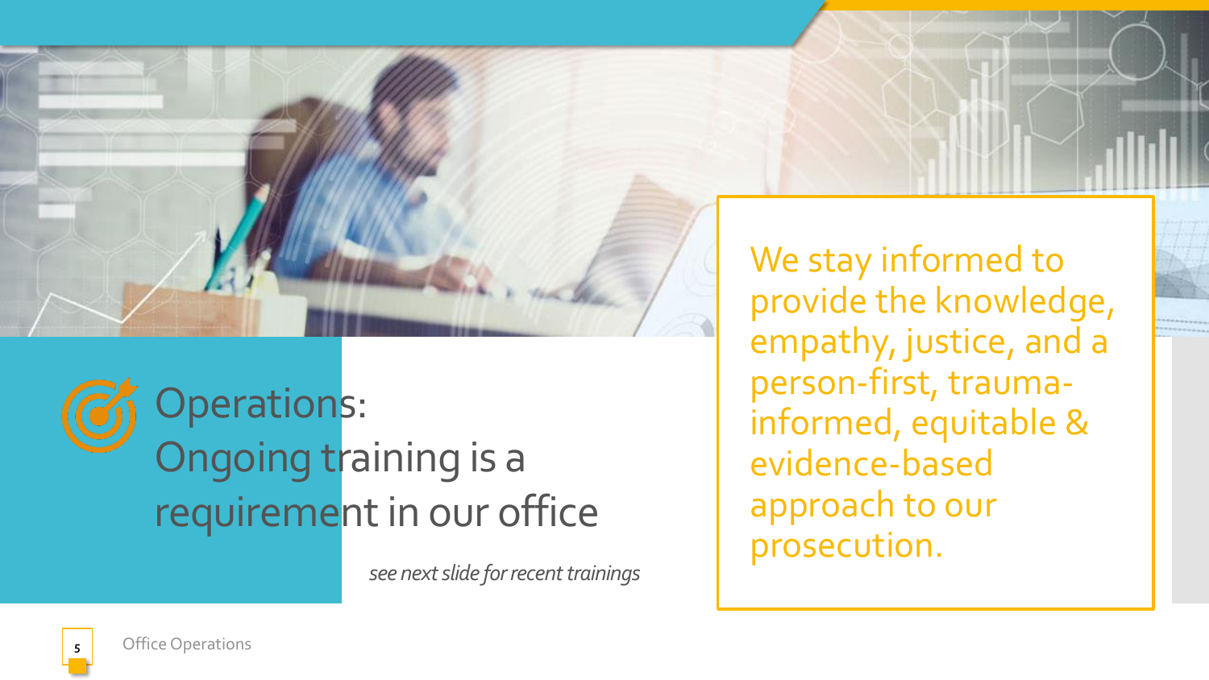# Operations: Ongoing training is a requirement in our office

*see next slide for recent trainings*

We stay informed to provide the knowledge, empathy, justice, and a person-first, trauma-informed, equitable & evidence-based approach to our prosecution.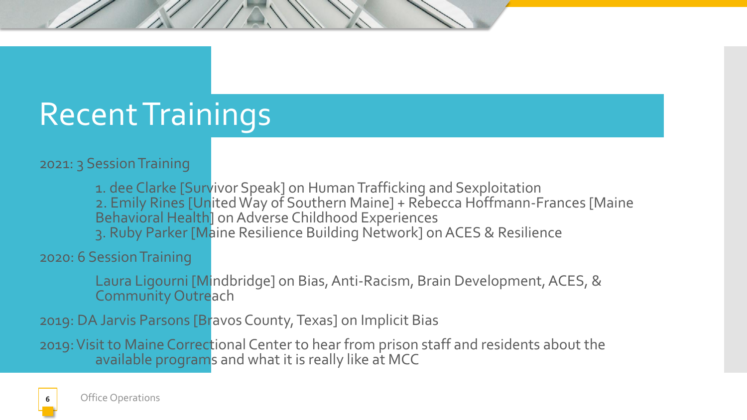# Recent Trainings

2021: 3 Session Training

1. dee Clarke [Survivor Speak] on Human Trafficking and Sexploitation
2. Emily Rines [United Way of Southern Maine] + Rebecca Hoffmann-Frances [Maine Behavioral Health] on Adverse Childhood Experiences
3. Ruby Parker [Maine Resilience Building Network] on ACES & Resilience

2020: 6 Session Training

Laura Ligourni [Mindbridge] on Bias, Anti-Racism, Brain Development, ACES, & Community Outreach

2019: DA Jarvis Parsons [Bravos County, Texas] on Implicit Bias

2019: Visit to Maine Correctional Center to hear from prison staff and residents about the available programs and what it is really like at MCC

Office Operations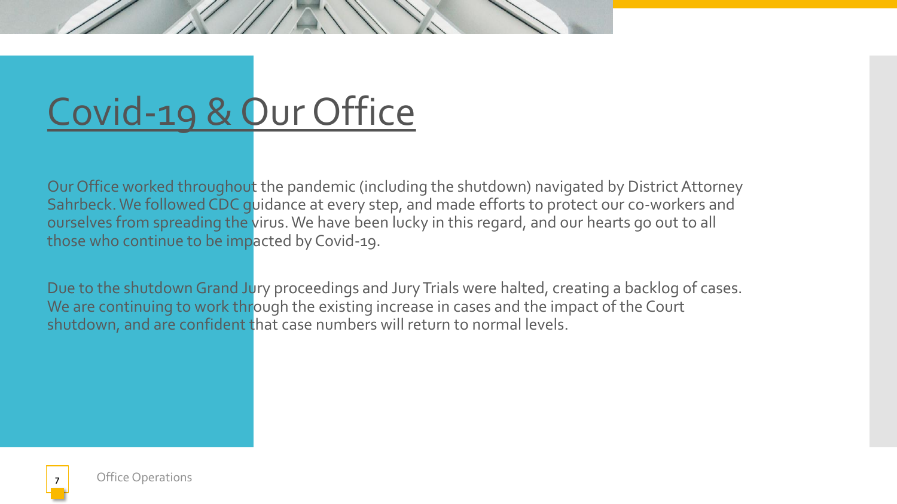# Covid-19 & Our Office

Our Office worked throughout the pandemic (including the shutdown) navigated by District Attorney Sahrbeck. We followed CDC guidance at every step, and made efforts to protect our co-workers and ourselves from spreading the virus. We have been lucky in this regard, and our hearts go out to all those who continue to be impacted by Covid-19.

Due to the shutdown Grand Jury proceedings and Jury Trials were halted, creating a backlog of cases. We are continuing to work through the existing increase in cases and the impact of the Court shutdown, and are confident that case numbers will return to normal levels.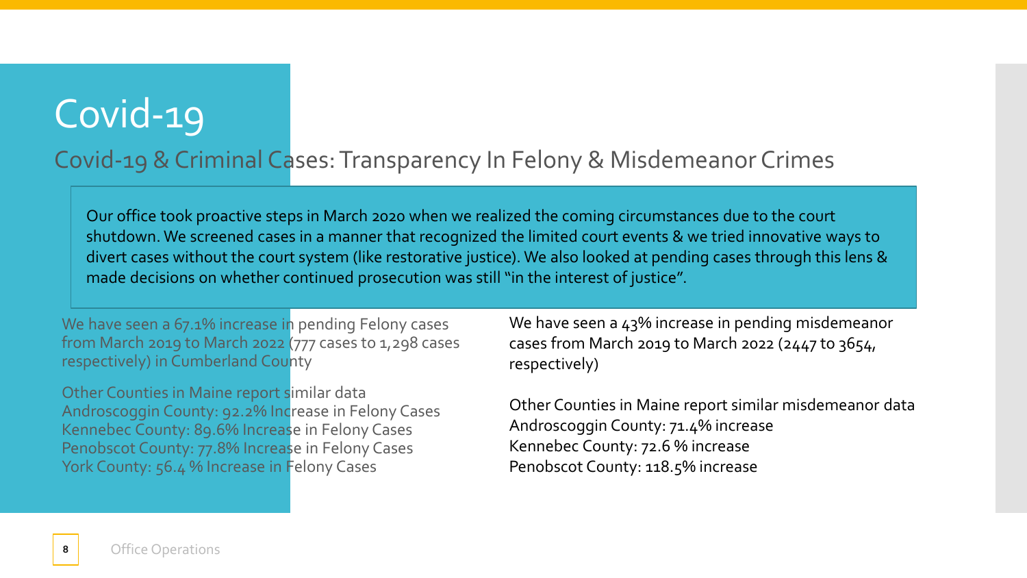# Covid-19

## Covid-19 & Criminal Cases: Transparency In Felony & Misdemeanor Crimes

Our office took proactive steps in March 2020 when we realized the coming circumstances due to the court shutdown. We screened cases in a manner that recognized the limited court events & we tried innovative ways to divert cases without the court system (like restorative justice). We also looked at pending cases through this lens & made decisions on whether continued prosecution was still "in the interest of justice".

We have seen a 67.1% increase in pending Felony cases from March 2019 to March 2022 (777 cases to 1,298 cases respectively) in Cumberland County

Other Counties in Maine report similar data
Androscoggin County: 92.2% Increase in Felony Cases
Kennebec County: 89.6% Increase in Felony Cases
Penobscot County: 77.8% Increase in Felony Cases
York County: 56.4 % Increase in Felony Cases

We have seen a 43% increase in pending misdemeanor cases from March 2019 to March 2022 (2447 to 3654, respectively)

Other Counties in Maine report similar misdemeanor data
Androscoggin County: 71.4% increase
Kennebec County: 72.6 % increase
Penobscot County: 118.5% increase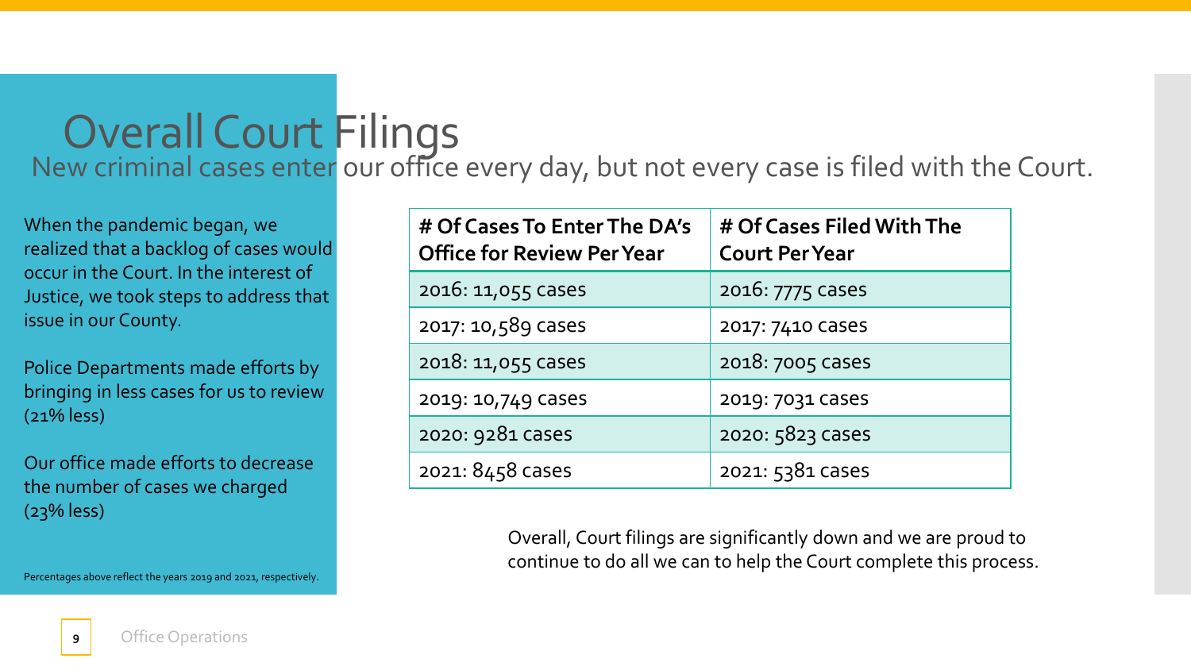# Overall Court Filings

New criminal cases enter our office every day, but not every case is filed with the Court.

When the pandemic began, we realized that a backlog of cases would occur in the Court. In the interest of Justice, we took steps to address that issue in our County.

Police Departments made efforts by bringing in less cases for us to review (21% less)

Our office made efforts to decrease the number of cases we charged (23% less)

Percentages above reflect the years 2019 and 2021, respectively.

| # Of Cases To Enter The DA's Office for Review Per Year | # Of Cases Filed With The Court Per Year |
| --- | --- |
| 2016: 11,055 cases | 2016: 7775 cases |
| 2017: 10,589 cases | 2017: 7410 cases |
| 2018: 11,055 cases | 2018: 7005 cases |
| 2019: 10,749 cases | 2019: 7031 cases |
| 2020: 9281 cases | 2020: 5823 cases |
| 2021: 8458 cases | 2021: 5381 cases |

Overall, Court filings are significantly down and we are proud to continue to do all we can to help the Court complete this process.

Office Operations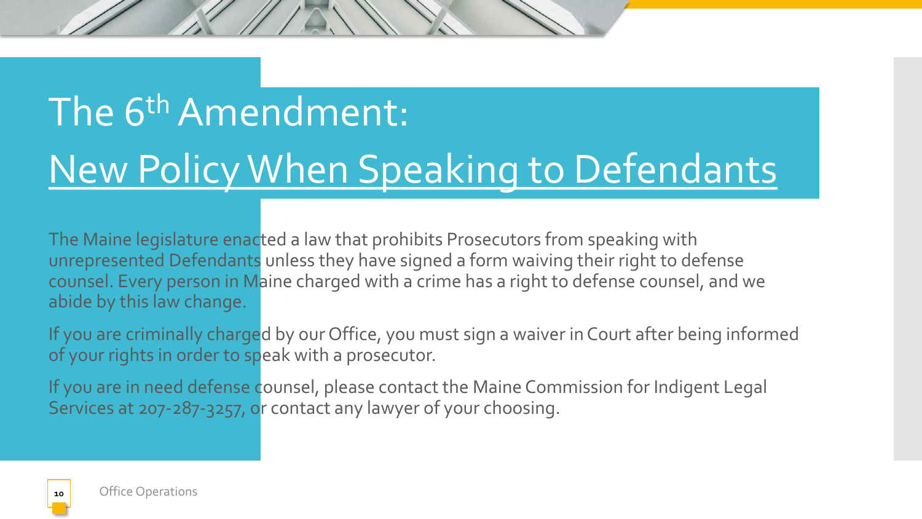# The 6th Amendment:

## New Policy When Speaking to Defendants

The Maine legislature enacted a law that prohibits Prosecutors from speaking with unrepresented Defendants unless they have signed a form waiving their right to defense counsel. Every person in Maine charged with a crime has a right to defense counsel, and we abide by this law change.

If you are criminally charged by our Office, you must sign a waiver in Court after being informed of your rights in order to speak with a prosecutor.

If you are in need defense counsel, please contact the Maine Commission for Indigent Legal Services at 207-287-3257, or contact any lawyer of your choosing.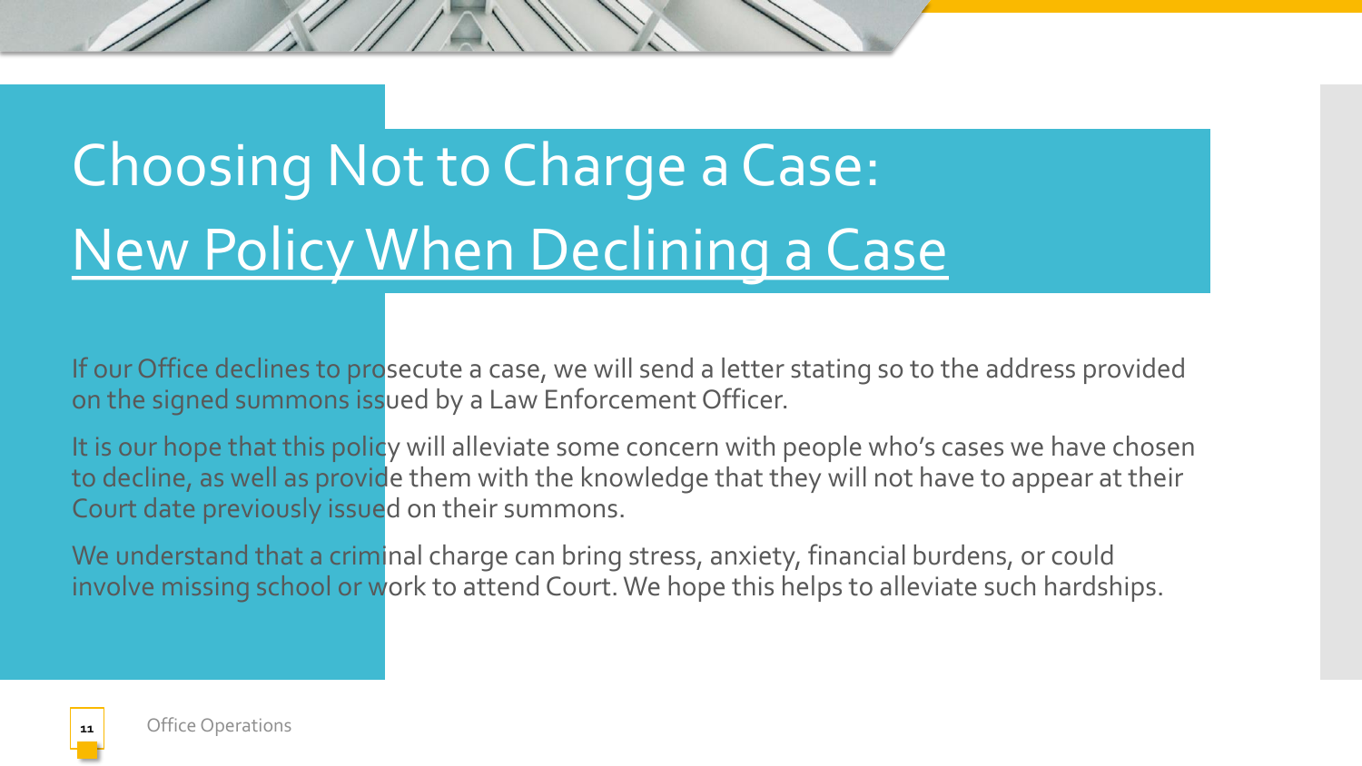# Choosing Not to Charge a Case: New Policy When Declining a Case

If our Office declines to prosecute a case, we will send a letter stating so to the address provided on the signed summons issued by a Law Enforcement Officer.

It is our hope that this policy will alleviate some concern with people who's cases we have chosen to decline, as well as provide them with the knowledge that they will not have to appear at their Court date previously issued on their summons.

We understand that a criminal charge can bring stress, anxiety, financial burdens, or could involve missing school or work to attend Court. We hope this helps to alleviate such hardships.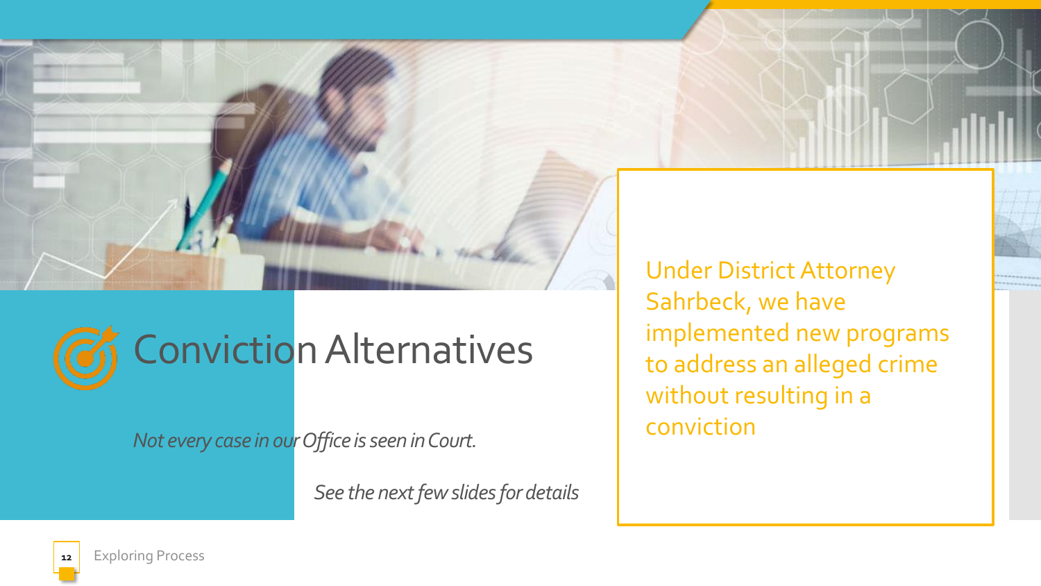# Conviction Alternatives

*Not every case in our Office is seen in Court.*

*See the next few slides for details*

Under District Attorney Sahrbeck, we have implemented new programs to address an alleged crime without resulting in a conviction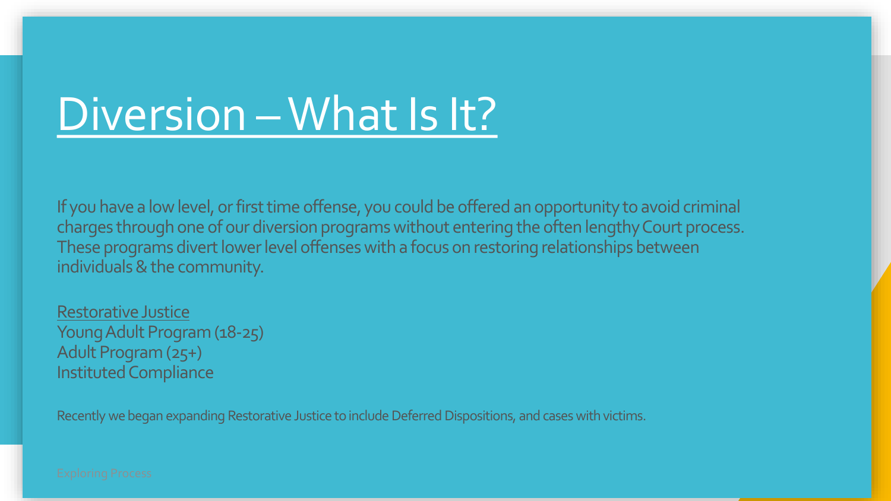# Diversion – What Is It?

If you have a low level, or first time offense, you could be offered an opportunity to avoid criminal charges through one of our diversion programs without entering the often lengthy Court process. These programs divert lower level offenses with a focus on restoring relationships between individuals & the community.

Restorative Justice
Young Adult Program (18-25)
Adult Program (25+)
Instituted Compliance

Recently we began expanding Restorative Justice to include Deferred Dispositions, and cases with victims.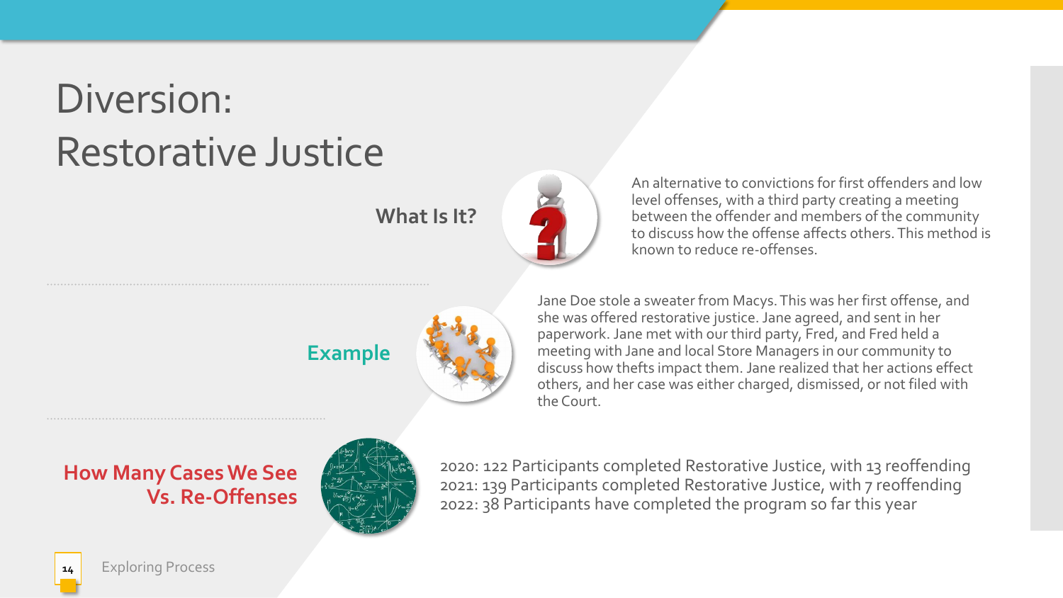# Diversion: Restorative Justice

**What Is It?**

An alternative to convictions for first offenders and low level offenses, with a third party creating a meeting between the offender and members of the community to discuss how the offense affects others. This method is known to reduce re-offenses.

**Example**

Jane Doe stole a sweater from Macys. This was her first offense, and she was offered restorative justice. Jane agreed, and sent in her paperwork. Jane met with our third party, Fred, and Fred held a meeting with Jane and local Store Managers in our community to discuss how thefts impact them. Jane realized that her actions effect others, and her case was either charged, dismissed, or not filed with the Court.

**How Many Cases We See Vs. Re-Offenses**

2020: 122 Participants completed Restorative Justice, with 13 reoffending
2021: 139 Participants completed Restorative Justice, with 7 reoffending
2022: 38 Participants have completed the program so far this year

Exploring Process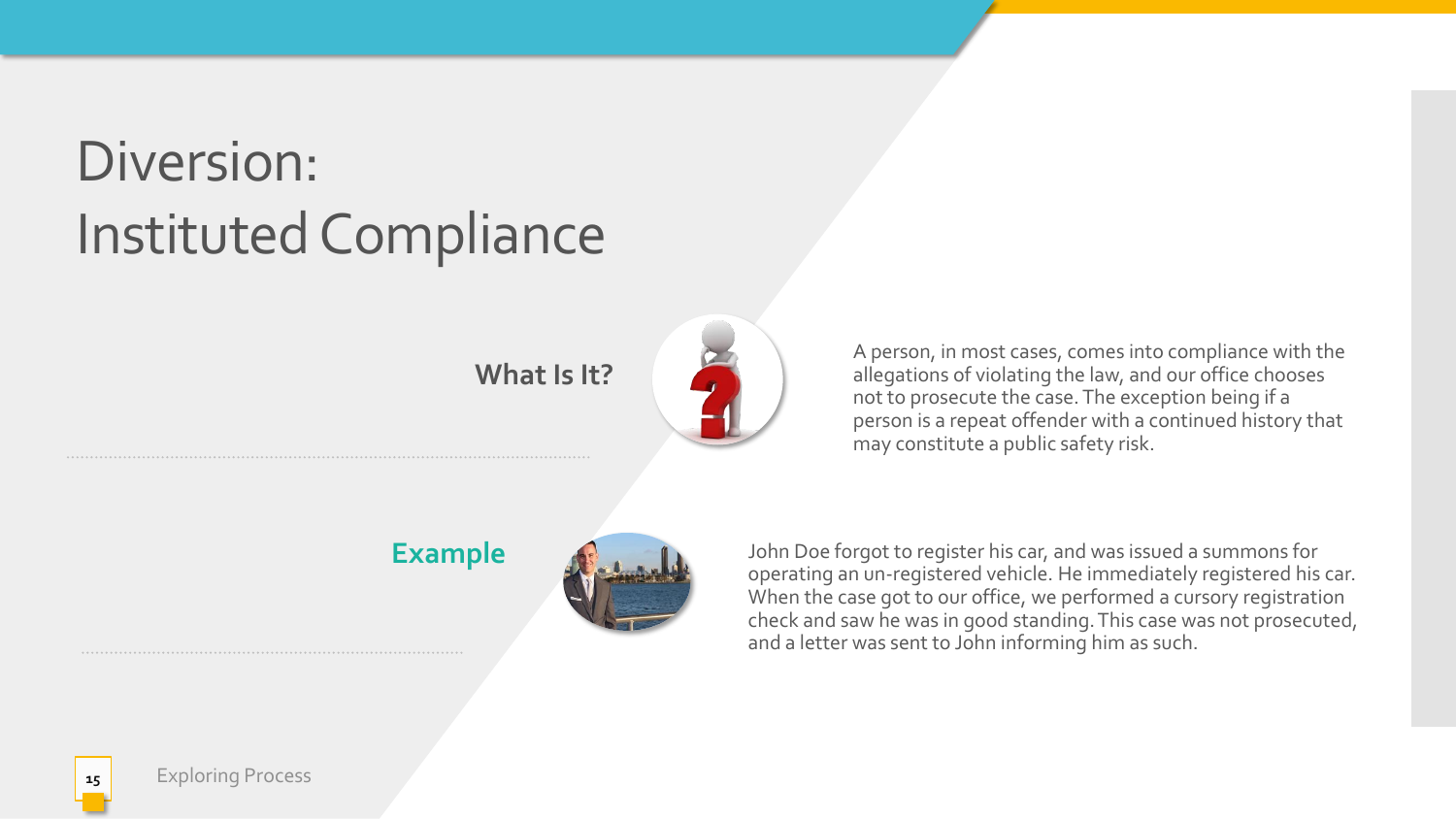# Diversion: Instituted Compliance

**What Is It?**

A person, in most cases, comes into compliance with the allegations of violating the law, and our office chooses not to prosecute the case. The exception being if a person is a repeat offender with a continued history that may constitute a public safety risk.

**Example**

John Doe forgot to register his car, and was issued a summons for operating an un-registered vehicle. He immediately registered his car. When the case got to our office, we performed a cursory registration check and saw he was in good standing. This case was not prosecuted, and a letter was sent to John informing him as such.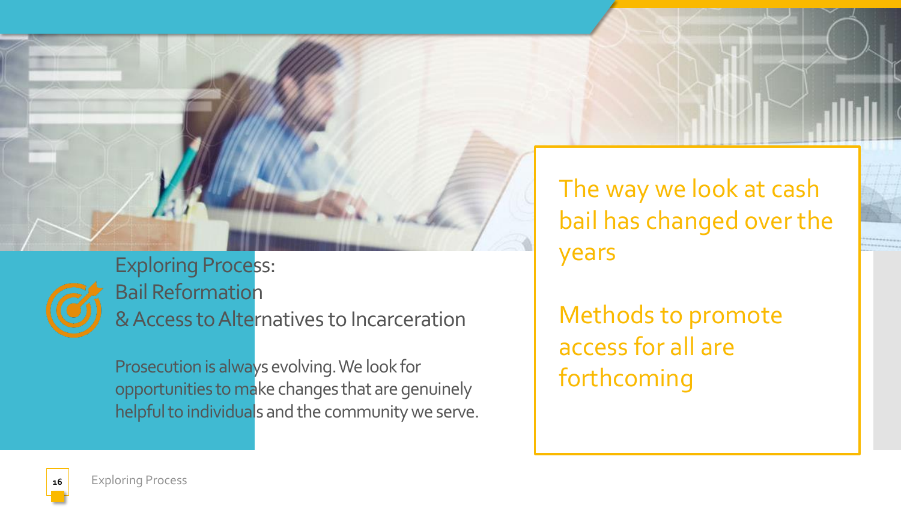## Exploring Process: Bail Reformation & Access to Alternatives to Incarceration

Prosecution is always evolving. We look for opportunities to make changes that are genuinely helpful to individuals and the community we serve.

The way we look at cash bail has changed over the years

Methods to promote access for all are forthcoming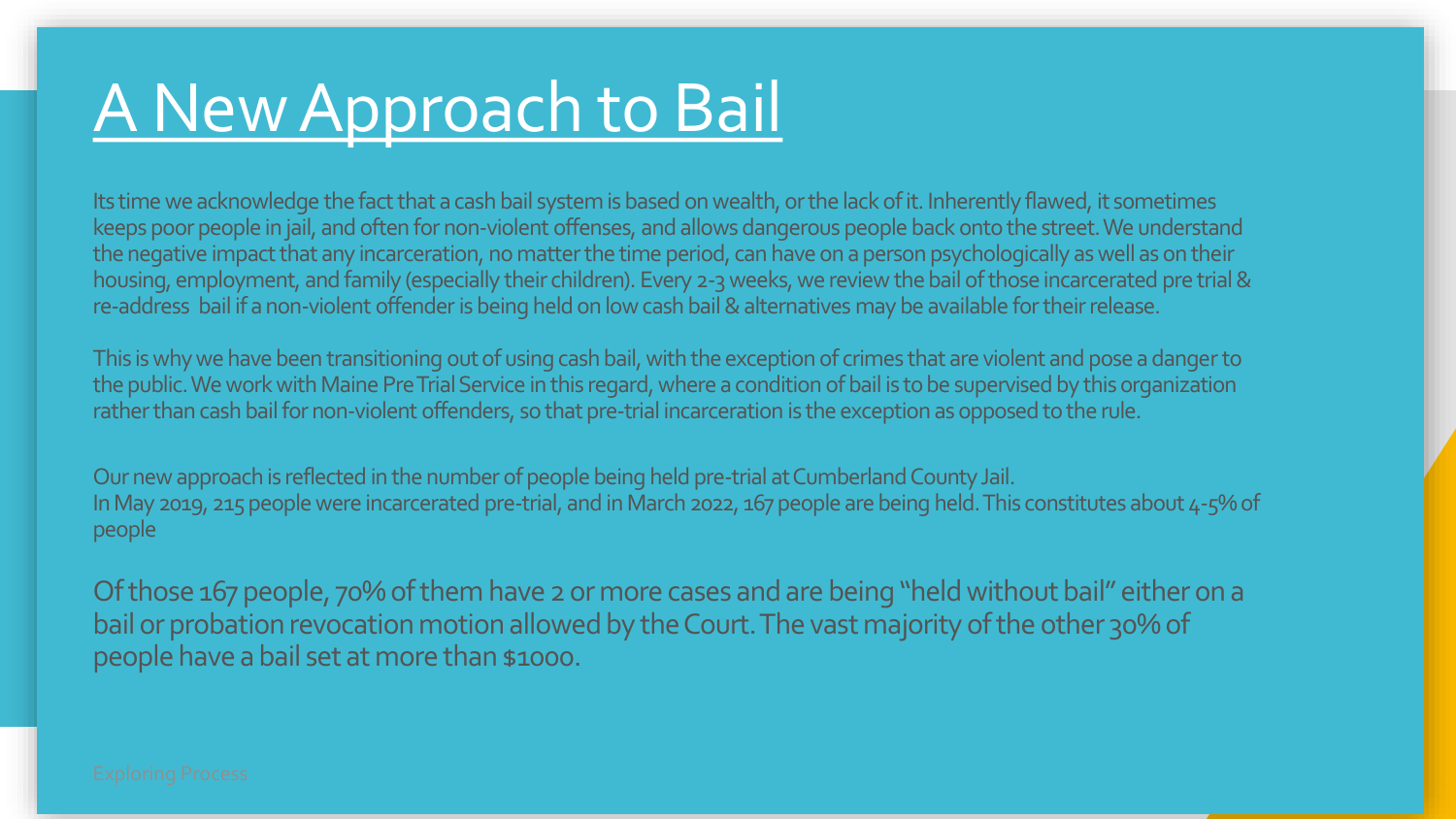# A New Approach to Bail

Its time we acknowledge the fact that a cash bail system is based on wealth, or the lack of it. Inherently flawed, it sometimes keeps poor people in jail, and often for non-violent offenses, and allows dangerous people back onto the street. We understand the negative impact that any incarceration, no matter the time period, can have on a person psychologically as well as on their housing, employment, and family (especially their children). Every 2-3 weeks, we review the bail of those incarcerated pre trial & re-address bail if a non-violent offender is being held on low cash bail & alternatives may be available for their release.

This is why we have been transitioning out of using cash bail, with the exception of crimes that are violent and pose a danger to the public. We work with Maine Pre Trial Service in this regard, where a condition of bail is to be supervised by this organization rather than cash bail for non-violent offenders, so that pre-trial incarceration is the exception as opposed to the rule.

Our new approach is reflected in the number of people being held pre-trial at Cumberland County Jail.
In May 2019, 215 people were incarcerated pre-trial, and in March 2022, 167 people are being held. This constitutes about 4-5% of people

Of those 167 people, 70% of them have 2 or more cases and are being "held without bail" either on a bail or probation revocation motion allowed by the Court. The vast majority of the other 30% of people have a bail set at more than $1000.

Exploring Process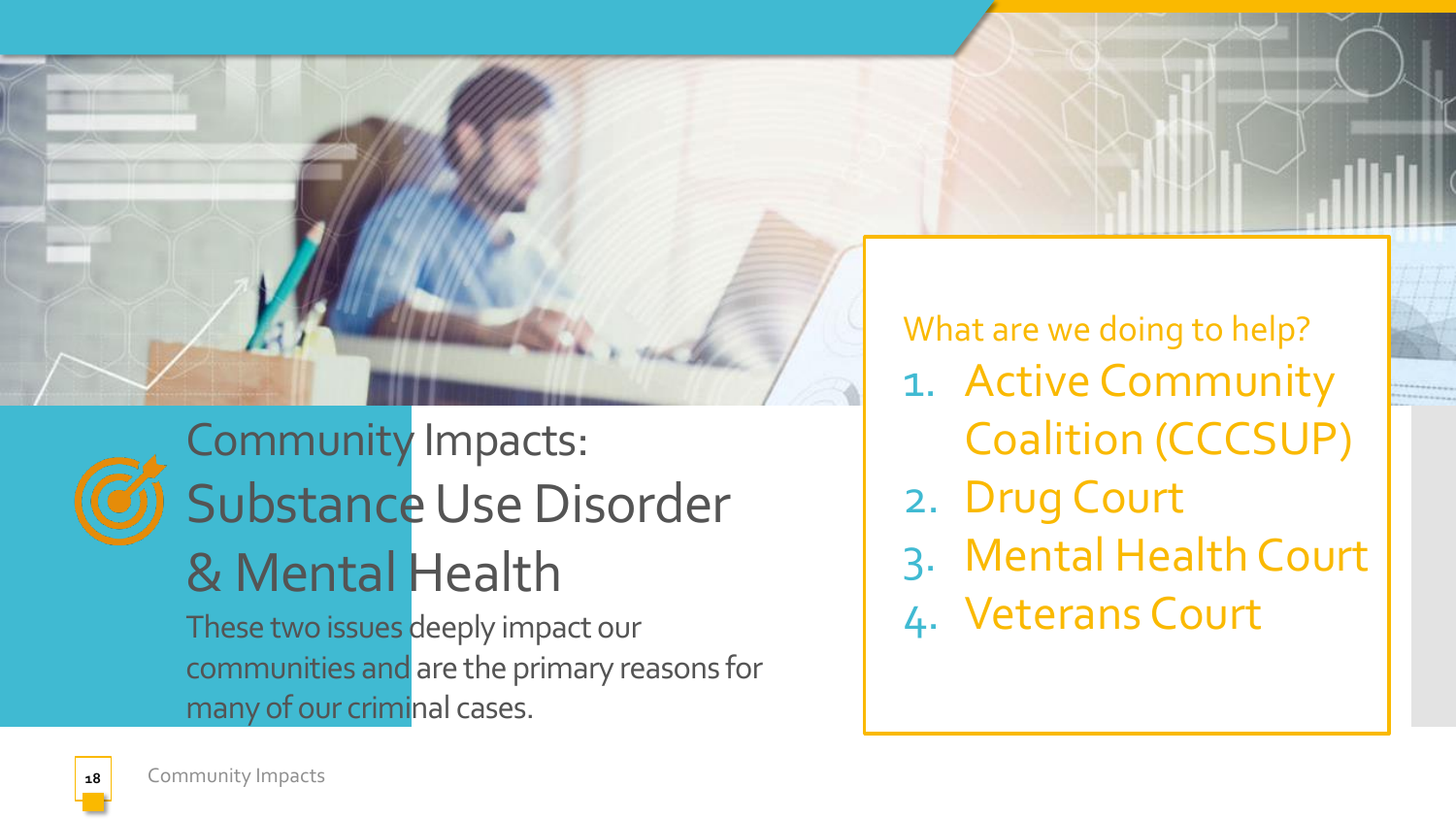# Community Impacts: Substance Use Disorder & Mental Health

These two issues deeply impact our communities and are the primary reasons for many of our criminal cases.

What are we doing to help?

1. Active Community Coalition (CCCSUP)
2. Drug Court
3. Mental Health Court
4. Veterans Court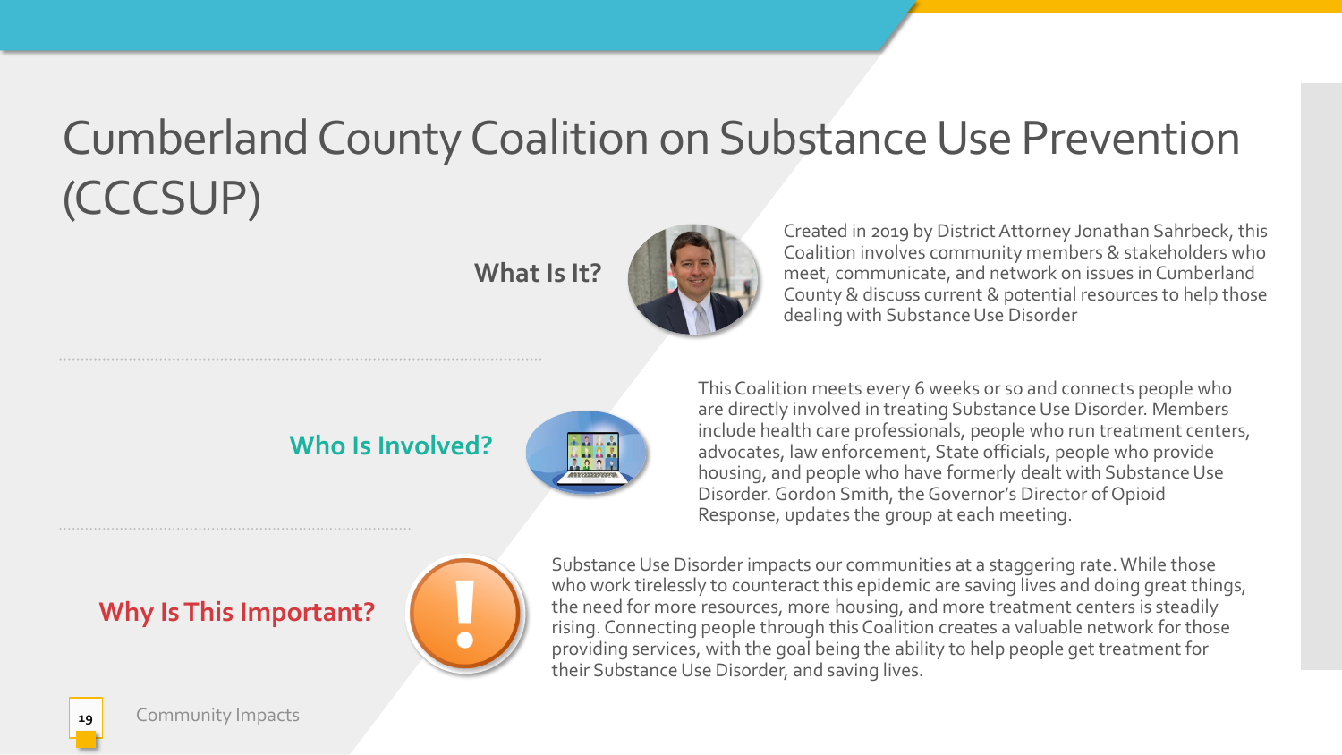# Cumberland County Coalition on Substance Use Prevention (CCCSUP)

**What Is It?**

Created in 2019 by District Attorney Jonathan Sahrbeck, this Coalition involves community members & stakeholders who meet, communicate, and network on issues in Cumberland County & discuss current & potential resources to help those dealing with Substance Use Disorder

**Who Is Involved?**

This Coalition meets every 6 weeks or so and connects people who are directly involved in treating Substance Use Disorder. Members include health care professionals, people who run treatment centers, advocates, law enforcement, State officials, people who provide housing, and people who have formerly dealt with Substance Use Disorder. Gordon Smith, the Governor's Director of Opioid Response, updates the group at each meeting.

**Why Is This Important?**

Substance Use Disorder impacts our communities at a staggering rate. While those who work tirelessly to counteract this epidemic are saving lives and doing great things, the need for more resources, more housing, and more treatment centers is steadily rising. Connecting people through this Coalition creates a valuable network for those providing services, with the goal being the ability to help people get treatment for their Substance Use Disorder, and saving lives.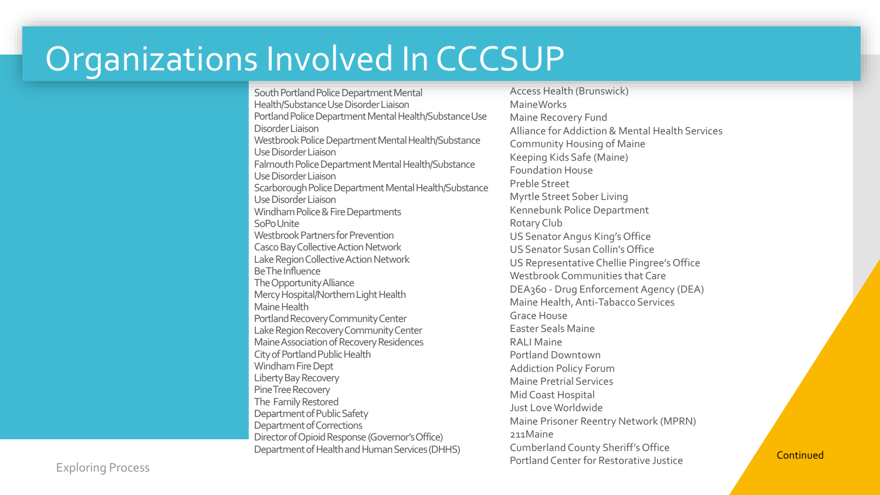# Organizations Involved In CCCSUP

- South Portland Police Department Mental Health/Substance Use Disorder Liaison
- Portland Police Department Mental Health/Substance Use Disorder Liaison
- Westbrook Police Department Mental Health/Substance Use Disorder Liaison
- Falmouth Police Department Mental Health/Substance Use Disorder Liaison
- Scarborough Police Department Mental Health/Substance Use Disorder Liaison
- Windham Police & Fire Departments
- SoPo Unite
- Westbrook Partners for Prevention
- Casco Bay Collective Action Network
- Lake Region Collective Action Network
- Be The Influence
- The Opportunity Alliance
- Mercy Hospital/Northern Light Health
- Maine Health
- Portland Recovery Community Center
- Lake Region Recovery Community Center
- Maine Association of Recovery Residences
- City of Portland Public Health
- Windham Fire Dept
- Liberty Bay Recovery
- Pine Tree Recovery
- The Family Restored
- Department of Public Safety
- Department of Corrections
- Director of Opioid Response (Governor's Office)
- Department of Health and Human Services (DHHS)
- Access Health (Brunswick)
- MaineWorks
- Maine Recovery Fund
- Alliance for Addiction & Mental Health Services
- Community Housing of Maine
- Keeping Kids Safe (Maine)
- Foundation House
- Preble Street
- Myrtle Street Sober Living
- Kennebunk Police Department
- Rotary Club
- US Senator Angus King's Office
- US Senator Susan Collin's Office
- US Representative Chellie Pingree's Office
- Westbrook Communities that Care
- DEA360 - Drug Enforcement Agency (DEA)
- Maine Health, Anti-Tabacco Services
- Grace House
- Easter Seals Maine
- RALI Maine
- Portland Downtown
- Addiction Policy Forum
- Maine Pretrial Services
- Mid Coast Hospital
- Just Love Worldwide
- Maine Prisoner Reentry Network (MPRN)
- 211Maine
- Cumberland County Sheriff's Office
- Portland Center for Restorative Justice

Continued

Exploring Process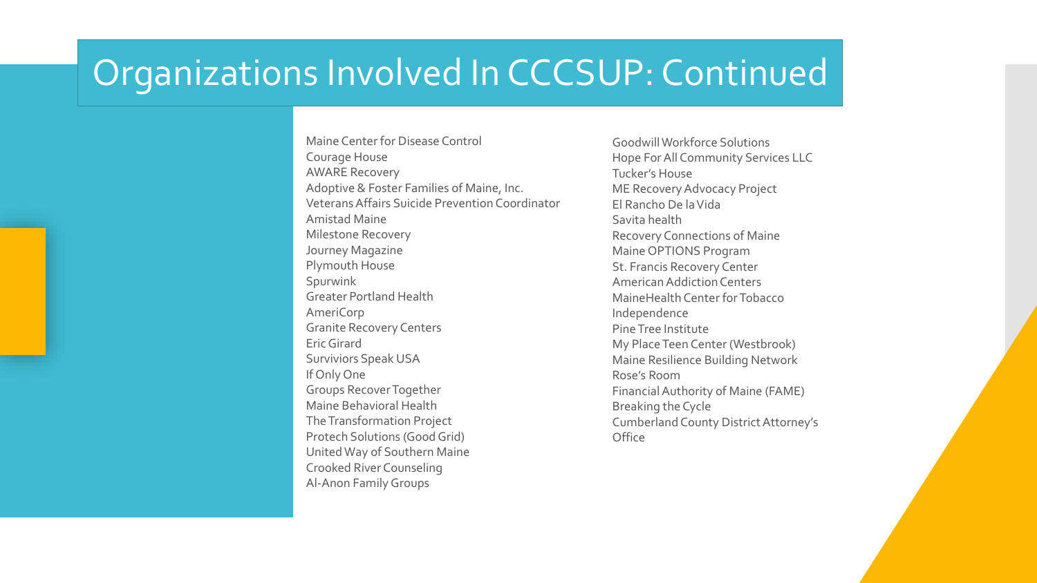# Organizations Involved In CCCSUP: Continued

- Maine Center for Disease Control
- Courage House
- AWARE Recovery
- Adoptive & Foster Families of Maine, Inc.
- Veterans Affairs Suicide Prevention Coordinator
- Amistad Maine
- Milestone Recovery
- Journey Magazine
- Plymouth House
- Spurwink
- Greater Portland Health
- AmeriCorp
- Granite Recovery Centers
- Eric Girard
- Surviviors Speak USA
- If Only One
- Groups Recover Together
- Maine Behavioral Health
- The Transformation Project
- Protech Solutions (Good Grid)
- United Way of Southern Maine
- Crooked River Counseling
- Al-Anon Family Groups
- Goodwill Workforce Solutions
- Hope For All Community Services LLC
- Tucker's House
- ME Recovery Advocacy Project
- El Rancho De la Vida
- Savita health
- Recovery Connections of Maine
- Maine OPTIONS Program
- St. Francis Recovery Center
- American Addiction Centers
- MaineHealth Center for Tobacco Independence
- Pine Tree Institute
- My Place Teen Center (Westbrook)
- Maine Resilience Building Network
- Rose's Room
- Financial Authority of Maine (FAME)
- Breaking the Cycle
- Cumberland County District Attorney's Office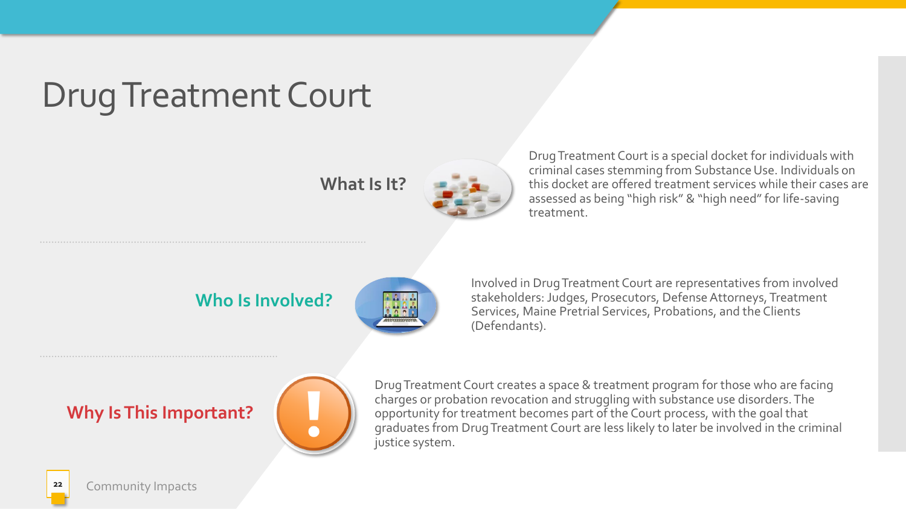# Drug Treatment Court

## What Is It?

Drug Treatment Court is a special docket for individuals with criminal cases stemming from Substance Use. Individuals on this docket are offered treatment services while their cases are assessed as being "high risk" & "high need" for life-saving treatment.

## Who Is Involved?

Involved in Drug Treatment Court are representatives from involved stakeholders: Judges, Prosecutors, Defense Attorneys, Treatment Services, Maine Pretrial Services, Probations, and the Clients (Defendants).

## Why Is This Important?

Drug Treatment Court creates a space & treatment program for those who are facing charges or probation revocation and struggling with substance use disorders. The opportunity for treatment becomes part of the Court process, with the goal that graduates from Drug Treatment Court are less likely to later be involved in the criminal justice system.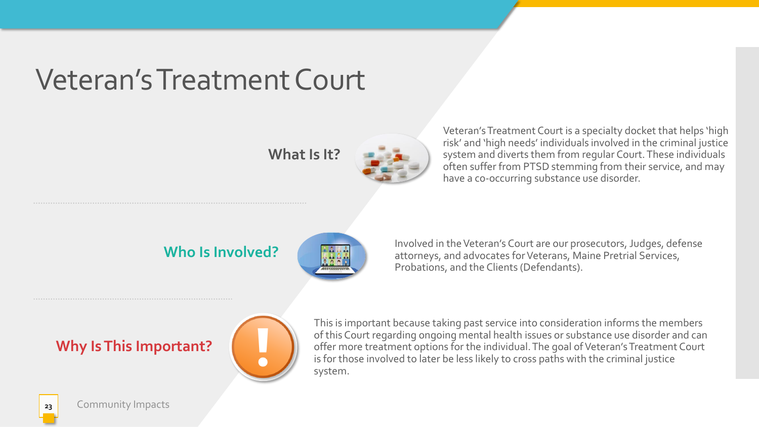# Veteran's Treatment Court

## What Is It?

Veteran's Treatment Court is a specialty docket that helps 'high risk' and 'high needs' individuals involved in the criminal justice system and diverts them from regular Court. These individuals often suffer from PTSD stemming from their service, and may have a co-occurring substance use disorder.

## Who Is Involved?

Involved in the Veteran's Court are our prosecutors, Judges, defense attorneys, and advocates for Veterans, Maine Pretrial Services, Probations, and the Clients (Defendants).

## Why Is This Important?

This is important because taking past service into consideration informs the members of this Court regarding ongoing mental health issues or substance use disorder and can offer more treatment options for the individual. The goal of Veteran's Treatment Court is for those involved to later be less likely to cross paths with the criminal justice system.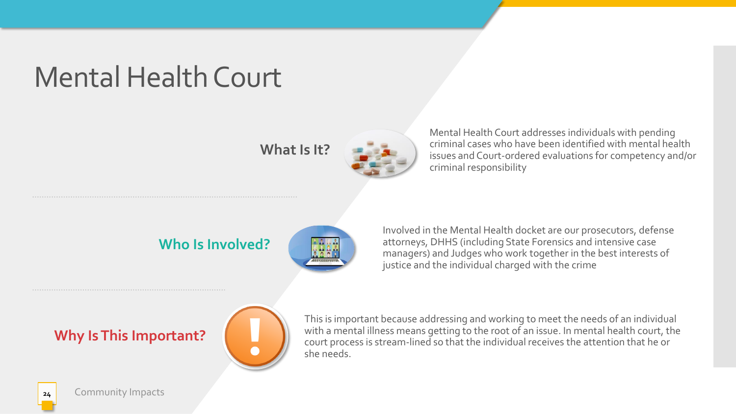# Mental Health Court

## What Is It?

Mental Health Court addresses individuals with pending criminal cases who have been identified with mental health issues and Court-ordered evaluations for competency and/or criminal responsibility

## Who Is Involved?

Involved in the Mental Health docket are our prosecutors, defense attorneys, DHHS (including State Forensics and intensive case managers) and Judges who work together in the best interests of justice and the individual charged with the crime

## Why Is This Important?

This is important because addressing and working to meet the needs of an individual with a mental illness means getting to the root of an issue. In mental health court, the court process is stream-lined so that the individual receives the attention that he or she needs.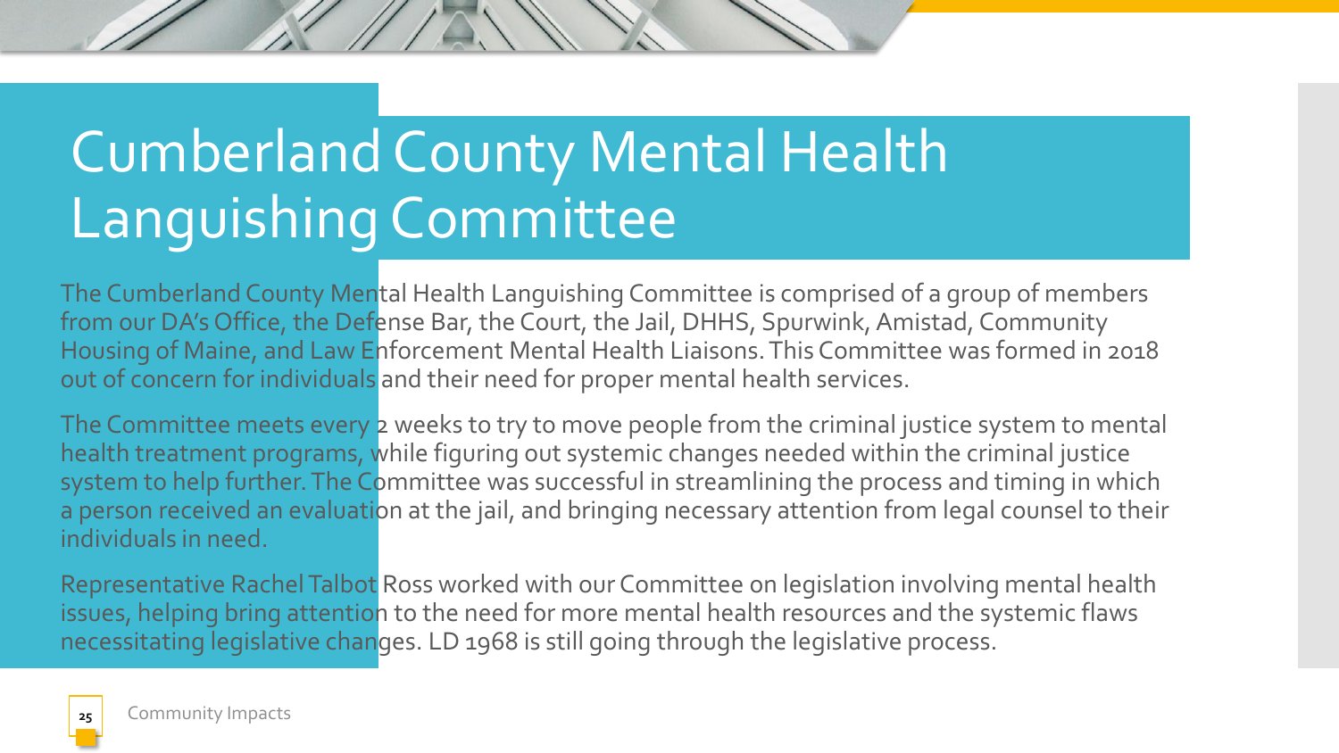# Cumberland County Mental Health Languishing Committee

The Cumberland County Mental Health Languishing Committee is comprised of a group of members from our DA's Office, the Defense Bar, the Court, the Jail, DHHS, Spurwink, Amistad, Community Housing of Maine, and Law Enforcement Mental Health Liaisons. This Committee was formed in 2018 out of concern for individuals and their need for proper mental health services.

The Committee meets every 2 weeks to try to move people from the criminal justice system to mental health treatment programs, while figuring out systemic changes needed within the criminal justice system to help further. The Committee was successful in streamlining the process and timing in which a person received an evaluation at the jail, and bringing necessary attention from legal counsel to their individuals in need.

Representative Rachel Talbot Ross worked with our Committee on legislation involving mental health issues, helping bring attention to the need for more mental health resources and the systemic flaws necessitating legislative changes. LD 1968 is still going through the legislative process.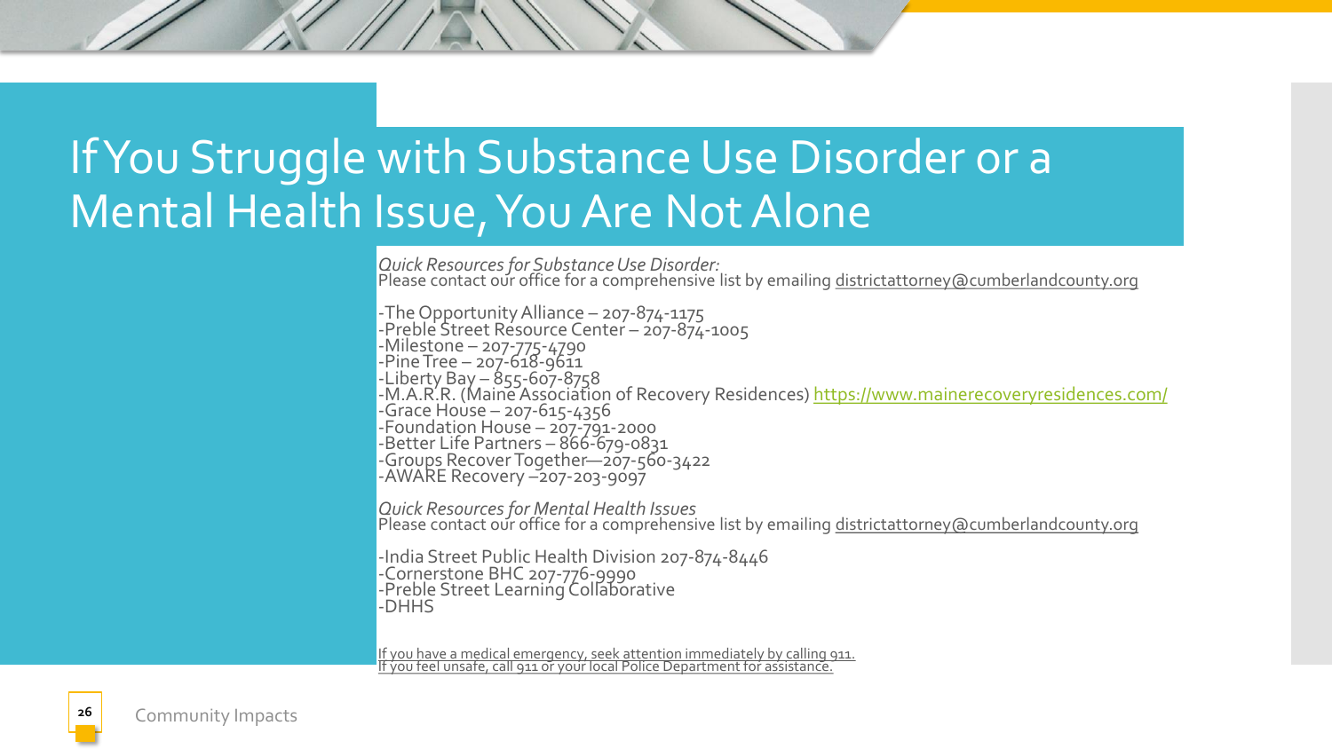# If You Struggle with Substance Use Disorder or a Mental Health Issue, You Are Not Alone

*Quick Resources for Substance Use Disorder:*
Please contact our office for a comprehensive list by emailing districtattorney@cumberlandcounty.org

-The Opportunity Alliance – 207-874-1175
-Preble Street Resource Center – 207-874-1005
-Milestone – 207-775-4790
-Pine Tree – 207-618-9611
-Liberty Bay – 855-607-8758
-M.A.R.R. (Maine Association of Recovery Residences) https://www.mainerecoveryresidences.com/
-Grace House – 207-615-4356
-Foundation House – 207-791-2000
-Better Life Partners – 866-679-0831
-Groups Recover Together—207-560-3422
-AWARE Recovery –207-203-9097

*Quick Resources for Mental Health Issues*
Please contact our office for a comprehensive list by emailing districtattorney@cumberlandcounty.org

-India Street Public Health Division 207-874-8446
-Cornerstone BHC 207-776-9990
-Preble Street Learning Collaborative
-DHHS

If you have a medical emergency, seek attention immediately by calling 911.
If you feel unsafe, call 911 or your local Police Department for assistance.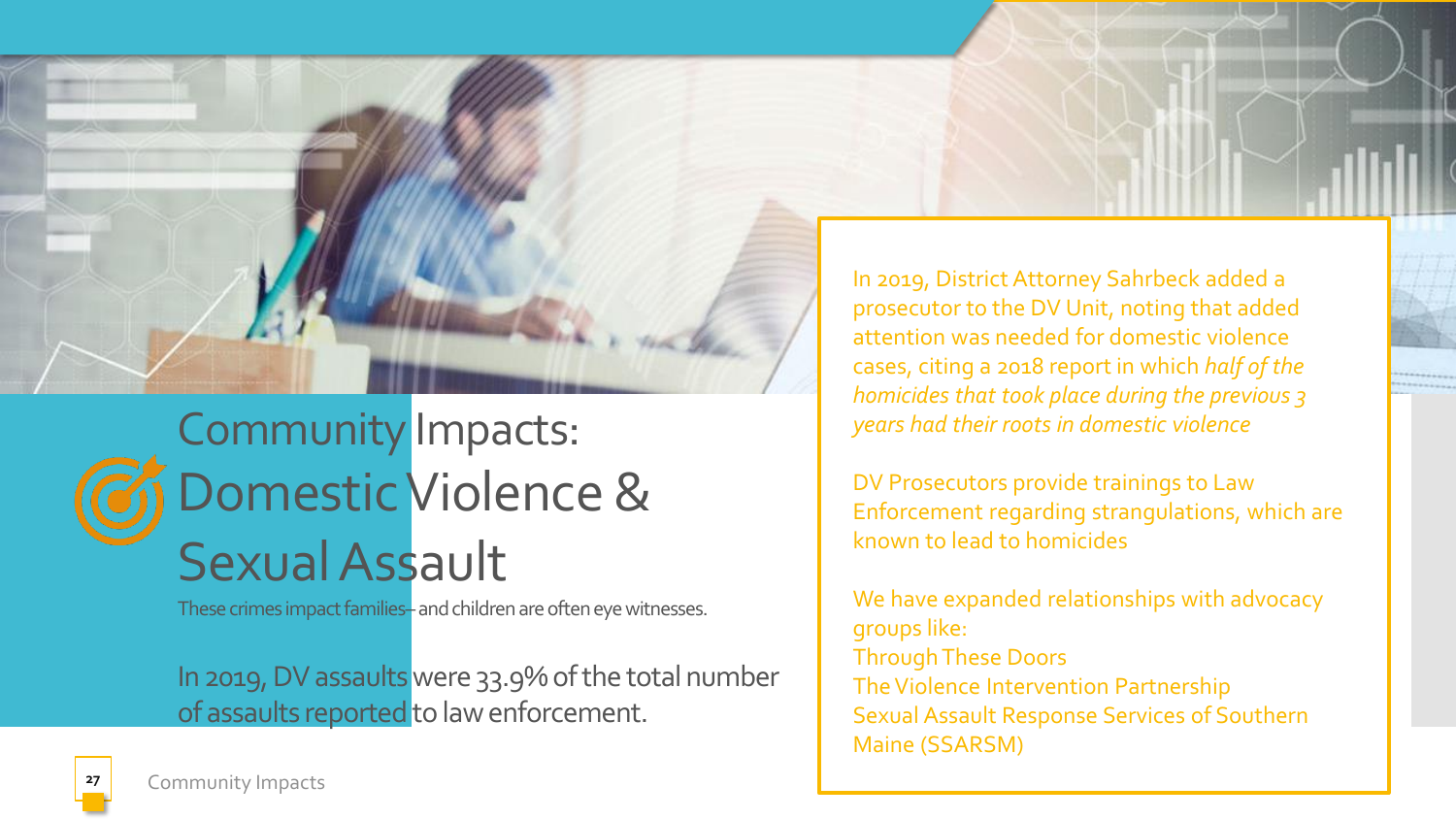# Community Impacts: Domestic Violence & Sexual Assault

These crimes impact families– and children are often eye witnesses.

In 2019, DV assaults were 33.9% of the total number of assaults reported to law enforcement.

In 2019, District Attorney Sahrbeck added a prosecutor to the DV Unit, noting that added attention was needed for domestic violence cases, citing a 2018 report in which *half of the homicides that took place during the previous 3 years had their roots in domestic violence*

DV Prosecutors provide trainings to Law Enforcement regarding strangulations, which are known to lead to homicides

We have expanded relationships with advocacy groups like:
Through These Doors
The Violence Intervention Partnership
Sexual Assault Response Services of Southern Maine (SSARSM)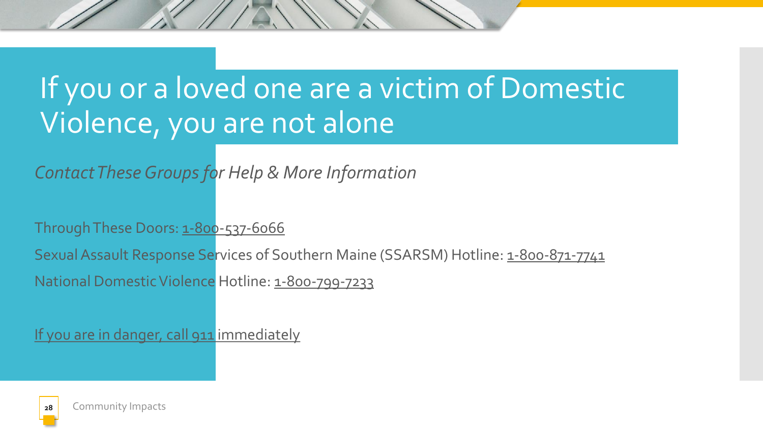# If you or a loved one are a victim of Domestic Violence, you are not alone

*Contact These Groups for Help & More Information*

Through These Doors: 1-800-537-6066

Sexual Assault Response Services of Southern Maine (SSARSM) Hotline: 1-800-871-7741

National Domestic Violence Hotline: 1-800-799-7233

If you are in danger, call 911 immediately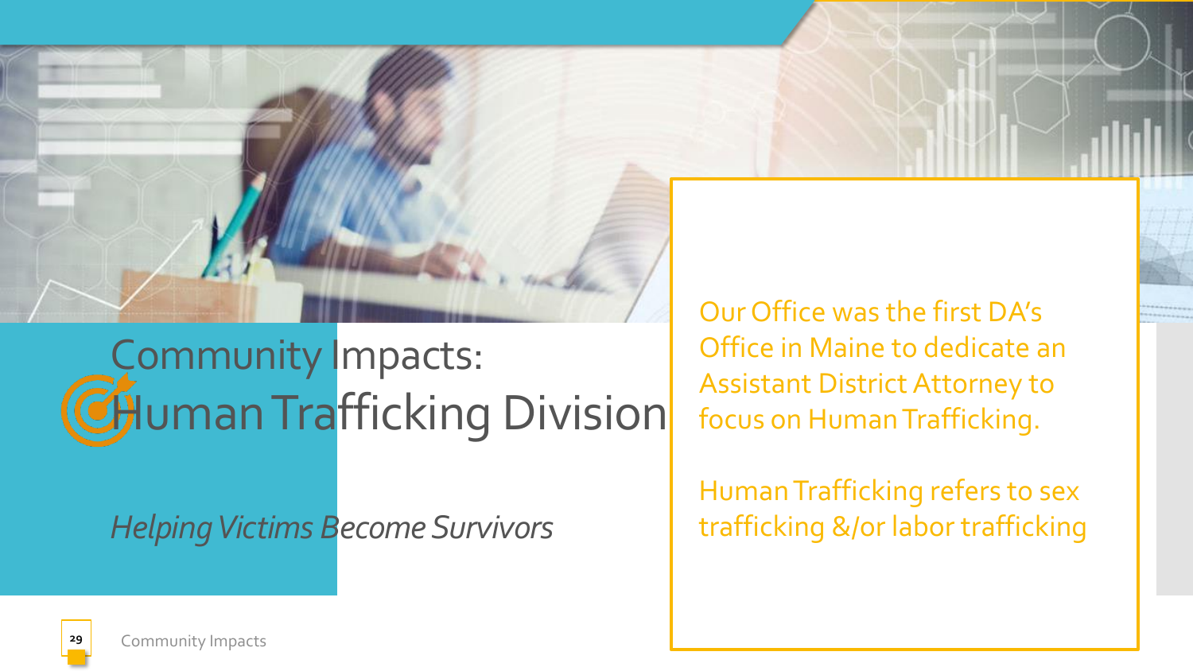# Community Impacts: Human Trafficking Division

*Helping Victims Become Survivors*

Our Office was the first DA's Office in Maine to dedicate an Assistant District Attorney to focus on Human Trafficking.

Human Trafficking refers to sex trafficking &/or labor trafficking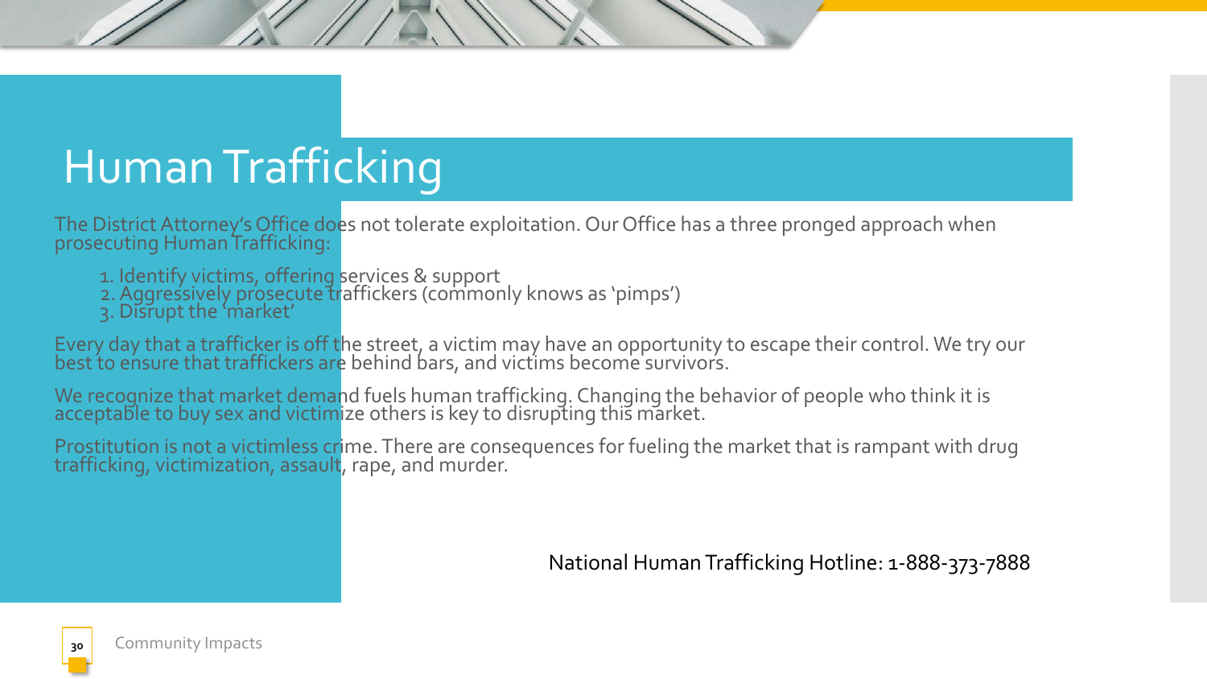# Human Trafficking

The District Attorney's Office does not tolerate exploitation. Our Office has a three pronged approach when prosecuting Human Trafficking:

1. Identify victims, offering services & support
2. Aggressively prosecute traffickers (commonly knows as 'pimps')
3. Disrupt the 'market'

Every day that a trafficker is off the street, a victim may have an opportunity to escape their control. We try our best to ensure that traffickers are behind bars, and victims become survivors.

We recognize that market demand fuels human trafficking. Changing the behavior of people who think it is acceptable to buy sex and victimize others is key to disrupting this market.

Prostitution is not a victimless crime. There are consequences for fueling the market that is rampant with drug trafficking, victimization, assault, rape, and murder.

National Human Trafficking Hotline: 1-888-373-7888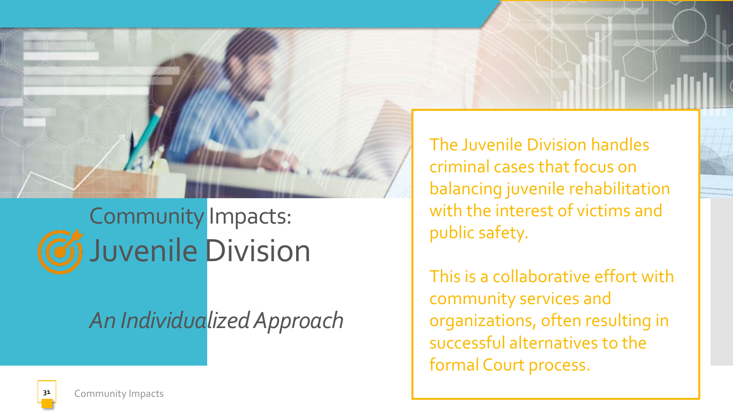# Community Impacts: Juvenile Division

*An Individualized Approach*

The Juvenile Division handles criminal cases that focus on balancing juvenile rehabilitation with the interest of victims and public safety.

This is a collaborative effort with community services and organizations, often resulting in successful alternatives to the formal Court process.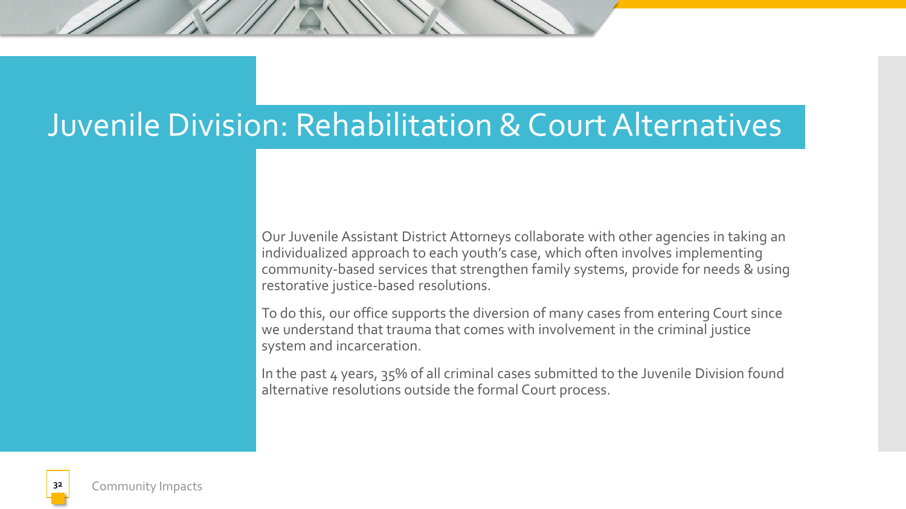# Juvenile Division: Rehabilitation & Court Alternatives

Our Juvenile Assistant District Attorneys collaborate with other agencies in taking an individualized approach to each youth's case, which often involves implementing community-based services that strengthen family systems, provide for needs & using restorative justice-based resolutions.

To do this, our office supports the diversion of many cases from entering Court since we understand that trauma that comes with involvement in the criminal justice system and incarceration.

In the past 4 years, 35% of all criminal cases submitted to the Juvenile Division found alternative resolutions outside the formal Court process.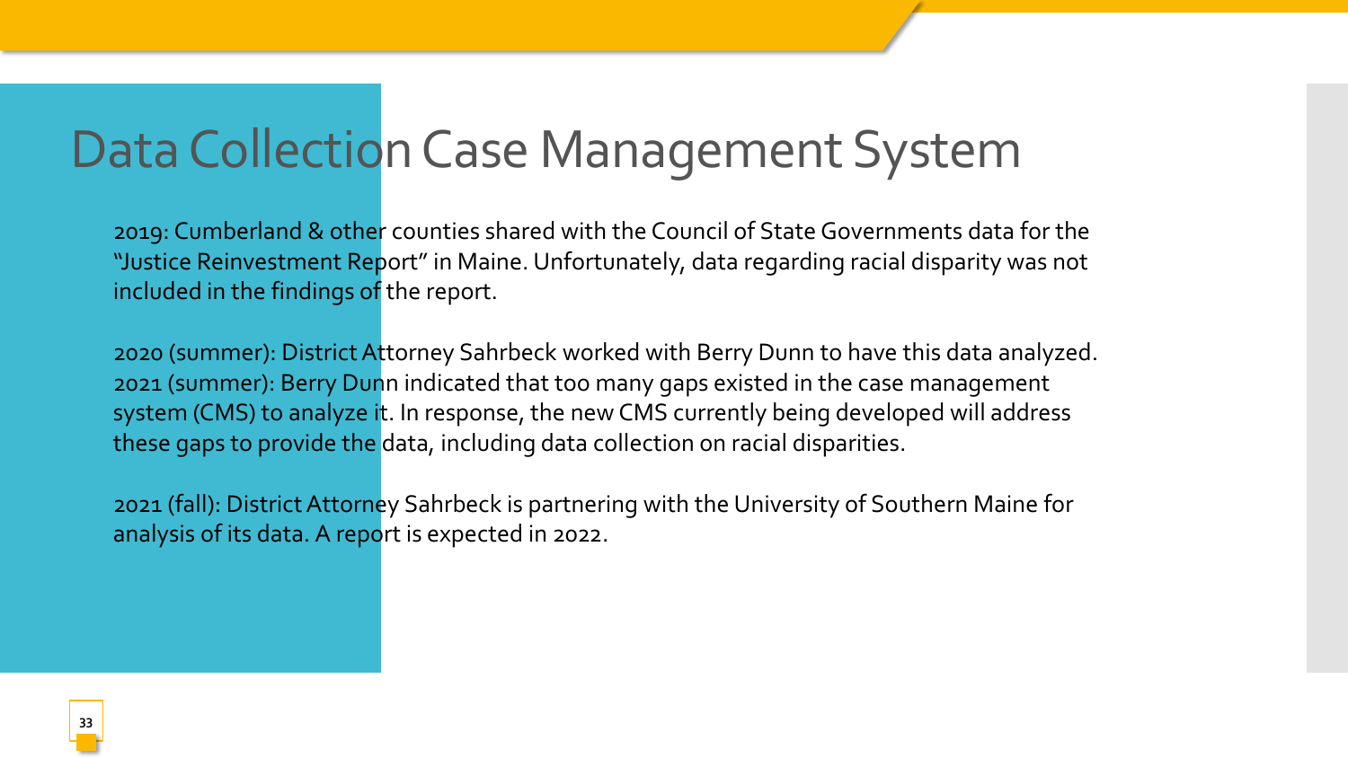# Data Collection Case Management System

2019: Cumberland & other counties shared with the Council of State Governments data for the "Justice Reinvestment Report" in Maine. Unfortunately, data regarding racial disparity was not included in the findings of the report.

2020 (summer): District Attorney Sahrbeck worked with Berry Dunn to have this data analyzed. 2021 (summer): Berry Dunn indicated that too many gaps existed in the case management system (CMS) to analyze it. In response, the new CMS currently being developed will address these gaps to provide the data, including data collection on racial disparities.

2021 (fall): District Attorney Sahrbeck is partnering with the University of Southern Maine for analysis of its data. A report is expected in 2022.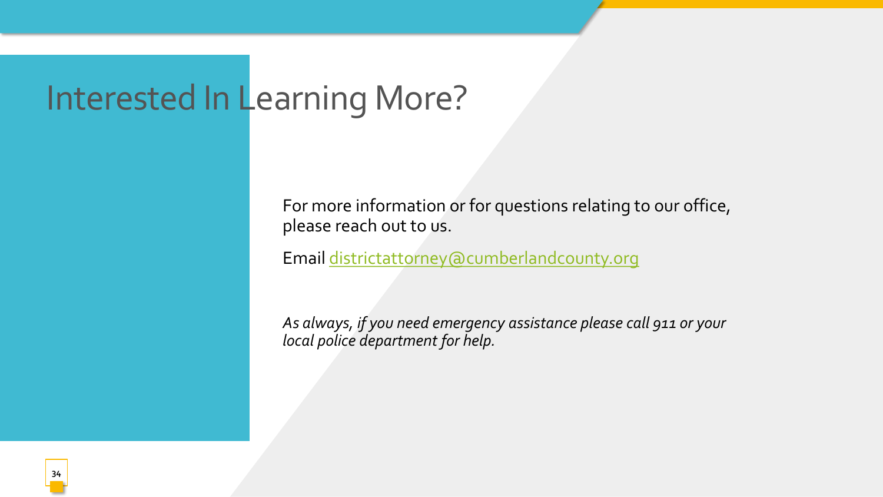# Interested In Learning More?

For more information or for questions relating to our office, please reach out to us.

Email districtattorney@cumberlandcounty.org

*As always, if you need emergency assistance please call 911 or your local police department for help.*